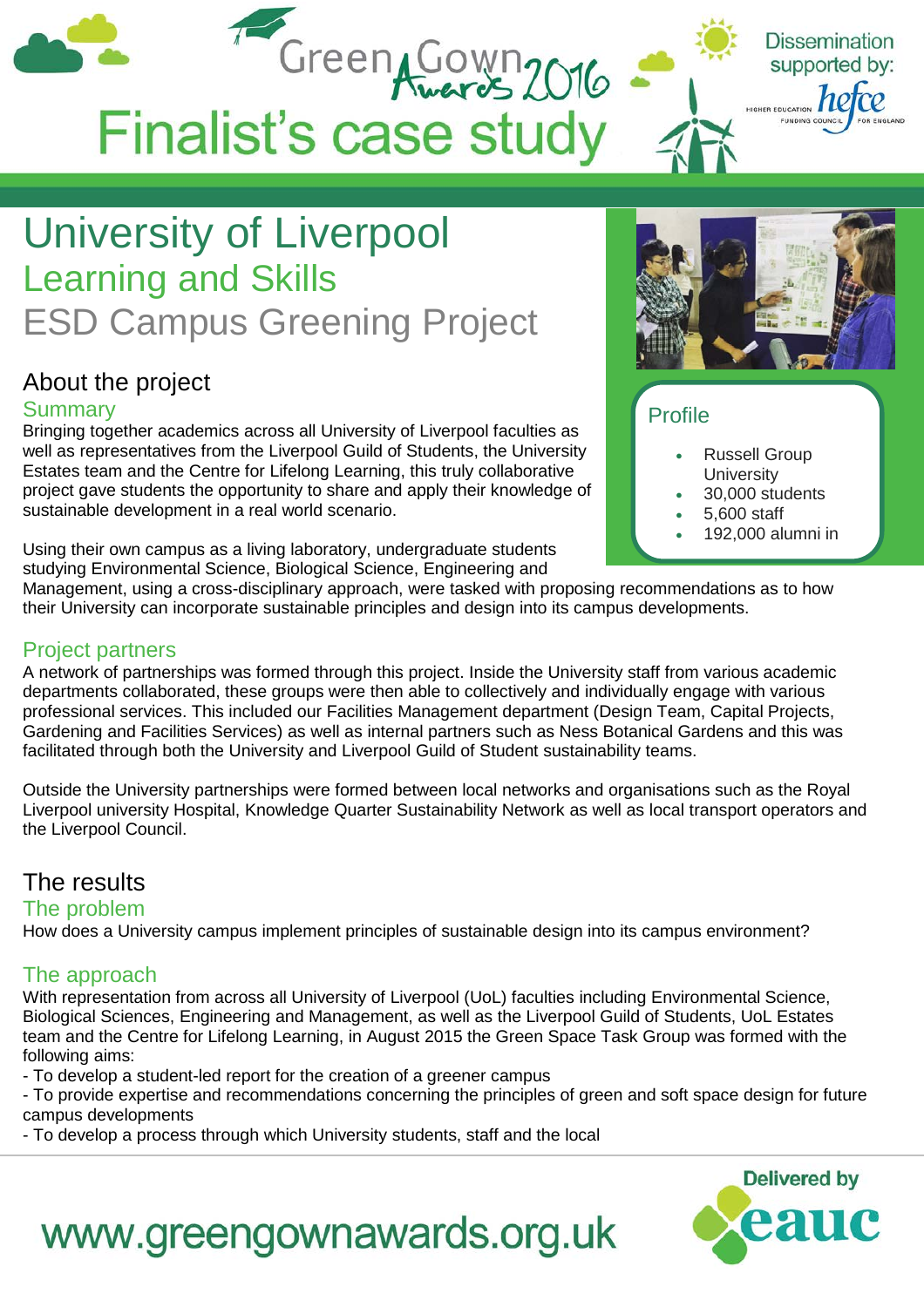# Finalist's case study

Green Gown Awards 2016

Dissemination supported by: hefce

# University of Liverpool

## Learning and Skills

## ESD Campus Greening Project

### Profile

- Russell Group University
- 30,000 students
- 5,600 staff
- 192,000 alumni in

## About the project

### Summary

Bringing together academics across all University of Liverpool faculties as well as representatives from the Liverpool Guild of Students, the University Estates team and the Centre for Lifelong Learning, this truly collaborative project gave students the opportunity to share and apply their knowledge of sustainable development in a real world scenario.

Using their own campus as a living laboratory, undergraduate students studying Environmental Science, Biological Science, Engineering and Management, using a cross-disciplinary approach, were tasked with proposing recommendations as to how their University can incorporate sustainable principles and design into its campus developments.

### Project partners

A network of partnerships was formed through this project. Inside the University staff from various academic departments collaborated, these groups were then able to collectively and individually engage with various professional services. This included our Facilities Management department (Design Team, Capital Projects, Gardening and Facilities Services) as well as internal partners such as Ness Botanical Gardens and this was facilitated through both the University and Liverpool Guild of Student sustainability teams.

Outside the University partnerships were formed between local networks and organisations such as the Royal Liverpool university Hospital, Knowledge Quarter Sustainability Network as well as local transport operators and the Liverpool Council.

## The results

### The problem

How does a University campus implement principles of sustainable design into its campus environment?

### The approach

With representation from across all University of Liverpool (UoL) faculties including Environmental Science, Biological Sciences, Engineering and Management, as well as the Liverpool Guild of Students, UoL Estates team and the Centre for Lifelong Learning, in August 2015 the Green Space Task Group was formed with the following aims:

- To develop a student-led report for the creation of a greener campus
- To provide expertise and recommendations concerning the principles of green and soft space design for future campus developments
- To develop a process through which University students, staff and the local

www.greengownawards.org.uk

Delivered by eauc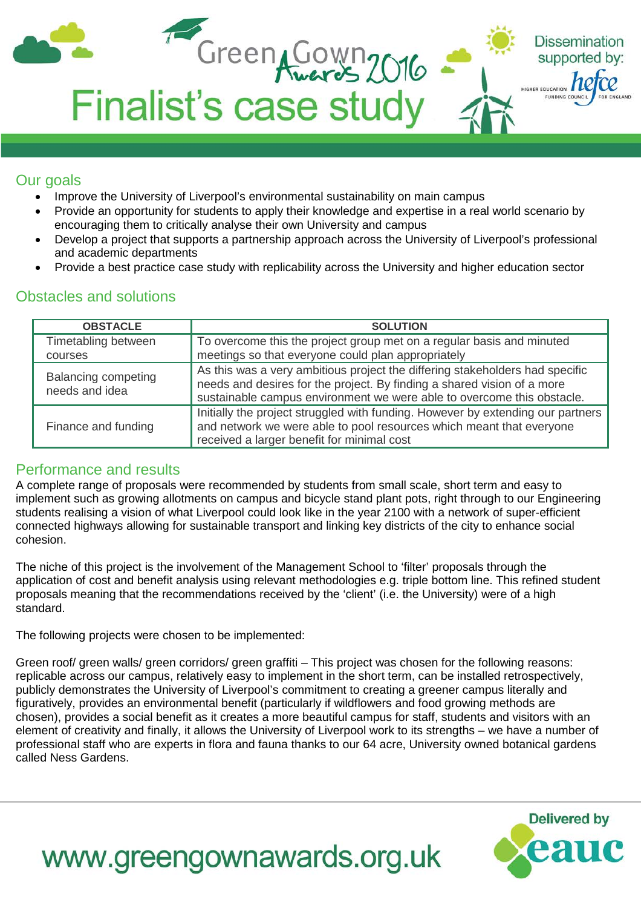## Our goals

- Improve the University of Liverpool's environmental sustainability on main campus
- Provide an opportunity for students to apply their knowledge and expertise in a real world scenario by encouraging them to critically analyse their own University and campus
- Develop a project that supports a partnership approach across the University of Liverpool's professional and academic departments
- Provide a best practice case study with replicability across the University and higher education sector

## Obstacles and solutions

| OBSTACLE | SOLUTION |
| --- | --- |
| Timetabling between courses | To overcome this the project group met on a regular basis and minuted meetings so that everyone could plan appropriately |
| Balancing competing needs and idea | As this was a very ambitious project the differing stakeholders had specific needs and desires for the project. By finding a shared vision of a more sustainable campus environment we were able to overcome this obstacle. |
| Finance and funding | Initially the project struggled with funding. However by extending our partners and network we were able to pool resources which meant that everyone received a larger benefit for minimal cost |

## Performance and results

A complete range of proposals were recommended by students from small scale, short term and easy to implement such as growing allotments on campus and bicycle stand plant pots, right through to our Engineering students realising a vision of what Liverpool could look like in the year 2100 with a network of super-efficient connected highways allowing for sustainable transport and linking key districts of the city to enhance social cohesion.

The niche of this project is the involvement of the Management School to 'filter' proposals through the application of cost and benefit analysis using relevant methodologies e.g. triple bottom line. This refined student proposals meaning that the recommendations received by the 'client' (i.e. the University) were of a high standard.

The following projects were chosen to be implemented:

Green roof/ green walls/ green corridors/ green graffiti – This project was chosen for the following reasons: replicable across our campus, relatively easy to implement in the short term, can be installed retrospectively, publicly demonstrates the University of Liverpool's commitment to creating a greener campus literally and figuratively, provides an environmental benefit (particularly if wildflowers and food growing methods are chosen), provides a social benefit as it creates a more beautiful campus for staff, students and visitors with an element of creativity and finally, it allows the University of Liverpool work to its strengths – we have a number of professional staff who are experts in flora and fauna thanks to our 64 acre, University owned botanical gardens called Ness Gardens.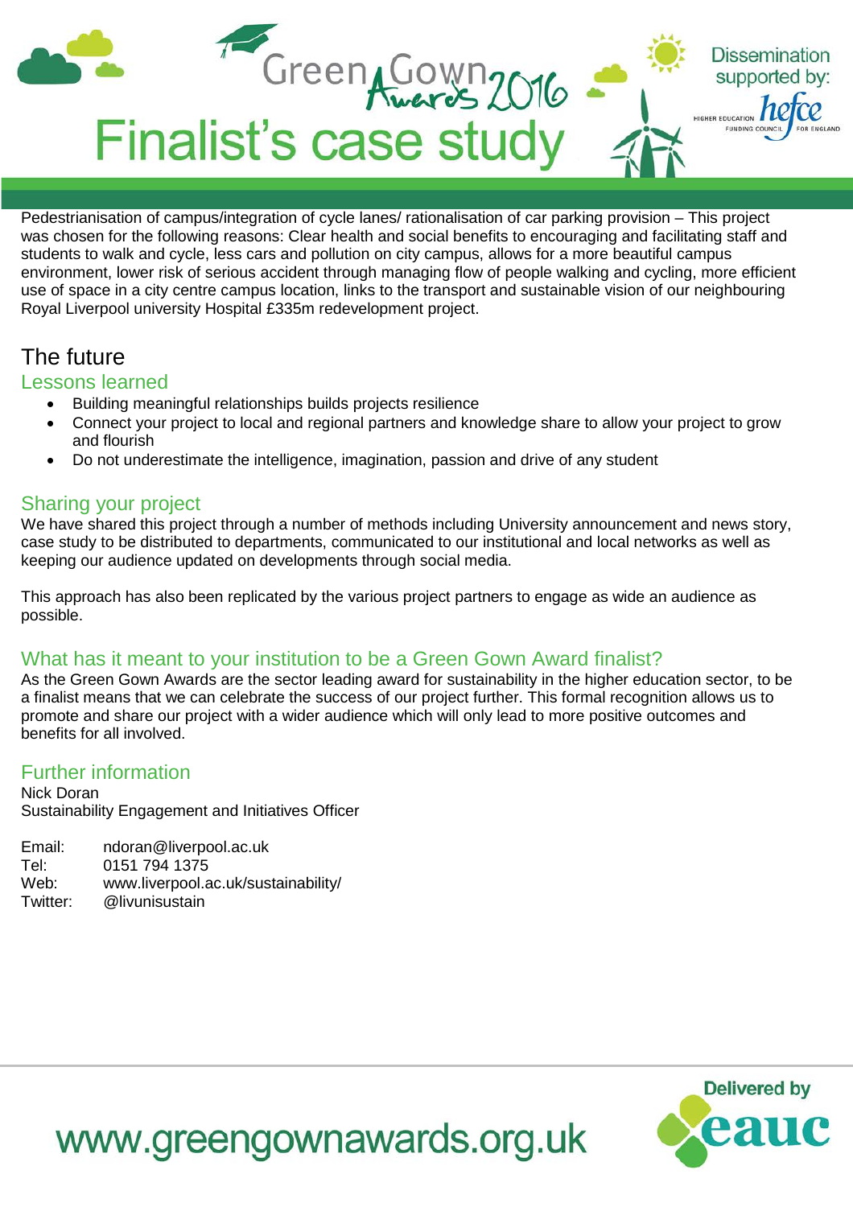Pedestrianisation of campus/integration of cycle lanes/ rationalisation of car parking provision – This project was chosen for the following reasons: Clear health and social benefits to encouraging and facilitating staff and students to walk and cycle, less cars and pollution on city campus, allows for a more beautiful campus environment, lower risk of serious accident through managing flow of people walking and cycling, more efficient use of space in a city centre campus location, links to the transport and sustainable vision of our neighbouring Royal Liverpool university Hospital £335m redevelopment project.

# The future

## Lessons learned

- Building meaningful relationships builds projects resilience
- Connect your project to local and regional partners and knowledge share to allow your project to grow and flourish
- Do not underestimate the intelligence, imagination, passion and drive of any student

## Sharing your project

We have shared this project through a number of methods including University announcement and news story, case study to be distributed to departments, communicated to our institutional and local networks as well as keeping our audience updated on developments through social media.

This approach has also been replicated by the various project partners to engage as wide an audience as possible.

## What has it meant to your institution to be a Green Gown Award finalist?

As the Green Gown Awards are the sector leading award for sustainability in the higher education sector, to be a finalist means that we can celebrate the success of our project further. This formal recognition allows us to promote and share our project with a wider audience which will only lead to more positive outcomes and benefits for all involved.

## Further information

Nick Doran
Sustainability Engagement and Initiatives Officer

Email: ndoran@liverpool.ac.uk
Tel: 0151 794 1375
Web: www.liverpool.ac.uk/sustainability/
Twitter: @livunisustain